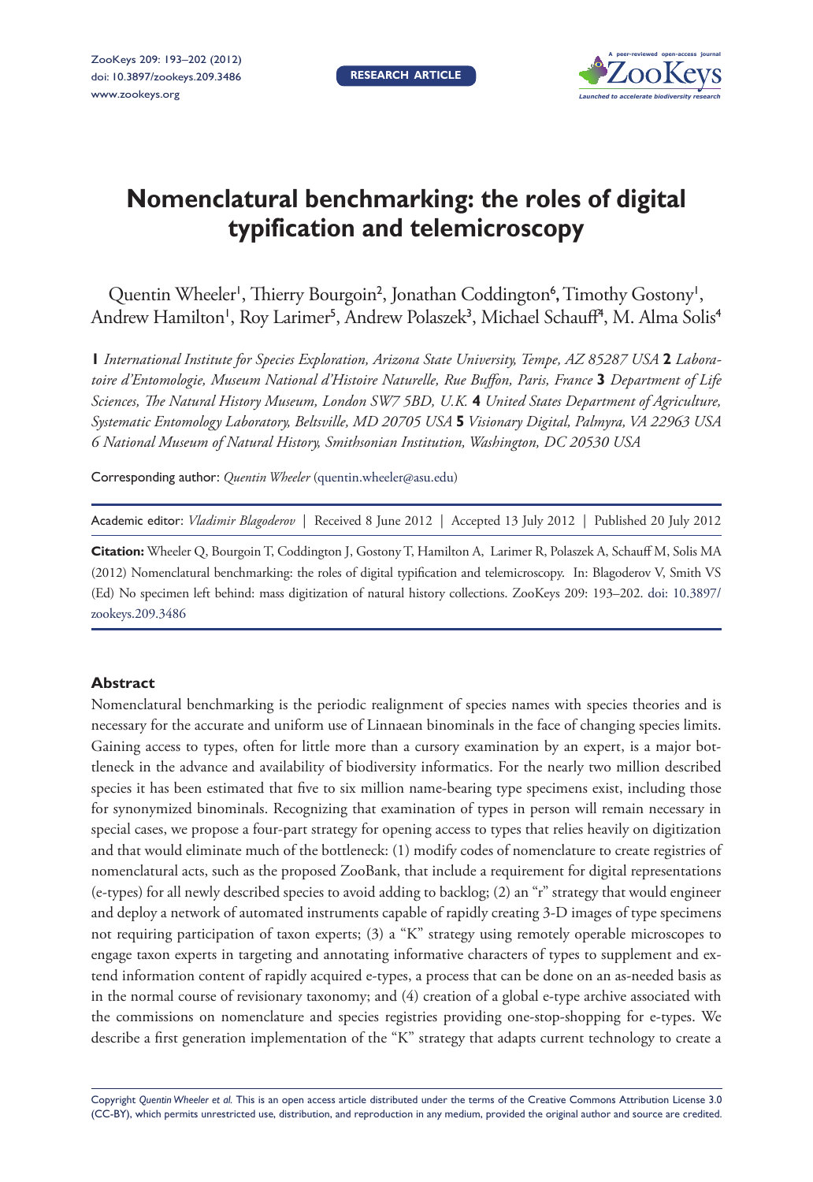# Nomenclatural benchmarking: the roles of digital typification and telemicroscopy

Quentin Wheeler[1], Thierry Bourgoin[2], Jonathan Coddington[6], Timothy Gostony[1], Andrew Hamilton[1], Roy Larimer[5], Andrew Polaszek[3], Michael Schauff[4], M. Alma Solis[4]

**1** *International Institute for Species Exploration, Arizona State University, Tempe, AZ 85287 USA* **2** *Laboratoire d'Entomologie, Museum National d'Histoire Naturelle, Rue Buffon, Paris, France* **3** *Department of Life Sciences, The Natural History Museum, London SW7 5BD, U.K.* **4** *United States Department of Agriculture, Systematic Entomology Laboratory, Beltsville, MD 20705 USA* **5** *Visionary Digital, Palmyra, VA 22963 USA* *6 National Museum of Natural History, Smithsonian Institution, Washington, DC 20530 USA*

Corresponding author: *Quentin Wheeler* (quentin.wheeler@asu.edu)

Academic editor: *Vladimir Blagoderov* | Received 8 June 2012 | Accepted 13 July 2012 | Published 20 July 2012

**Citation:** Wheeler Q, Bourgoin T, Coddington J, Gostony T, Hamilton A, Larimer R, Polaszek A, Schauff M, Solis MA (2012) Nomenclatural benchmarking: the roles of digital typification and telemicroscopy. In: Blagoderov V, Smith VS (Ed) No specimen left behind: mass digitization of natural history collections. ZooKeys 209: 193–202. doi: 10.3897/zookeys.209.3486

## Abstract

Nomenclatural benchmarking is the periodic realignment of species names with species theories and is necessary for the accurate and uniform use of Linnaean binominals in the face of changing species limits. Gaining access to types, often for little more than a cursory examination by an expert, is a major bottleneck in the advance and availability of biodiversity informatics. For the nearly two million described species it has been estimated that five to six million name-bearing type specimens exist, including those for synonymized binominals. Recognizing that examination of types in person will remain necessary in special cases, we propose a four-part strategy for opening access to types that relies heavily on digitization and that would eliminate much of the bottleneck: (1) modify codes of nomenclature to create registries of nomenclatural acts, such as the proposed ZooBank, that include a requirement for digital representations (e-types) for all newly described species to avoid adding to backlog; (2) an "r" strategy that would engineer and deploy a network of automated instruments capable of rapidly creating 3-D images of type specimens not requiring participation of taxon experts; (3) a "K" strategy using remotely operable microscopes to engage taxon experts in targeting and annotating informative characters of types to supplement and extend information content of rapidly acquired e-types, a process that can be done on an as-needed basis as in the normal course of revisionary taxonomy; and (4) creation of a global e-type archive associated with the commissions on nomenclature and species registries providing one-stop-shopping for e-types. We describe a first generation implementation of the "K" strategy that adapts current technology to create a

Copyright *Quentin Wheeler et al.* This is an open access article distributed under the terms of the Creative Commons Attribution License 3.0 (CC-BY), which permits unrestricted use, distribution, and reproduction in any medium, provided the original author and source are credited.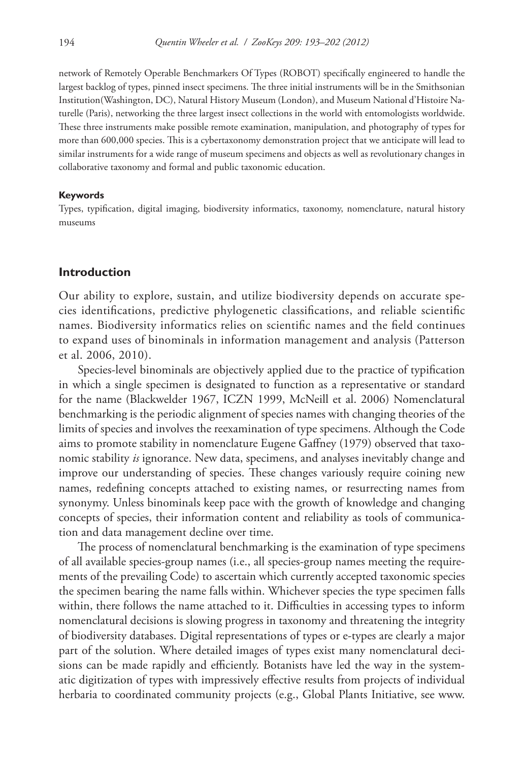network of Remotely Operable Benchmarkers Of Types (ROBOT) specifically engineered to handle the largest backlog of types, pinned insect specimens. The three initial instruments will be in the Smithsonian Institution(Washington, DC), Natural History Museum (London), and Museum National d'Histoire Naturelle (Paris), networking the three largest insect collections in the world with entomologists worldwide. These three instruments make possible remote examination, manipulation, and photography of types for more than 600,000 species. This is a cybertaxonomy demonstration project that we anticipate will lead to similar instruments for a wide range of museum specimens and objects as well as revolutionary changes in collaborative taxonomy and formal and public taxonomic education.

#### Keywords

Types, typification, digital imaging, biodiversity informatics, taxonomy, nomenclature, natural history museums

## Introduction

Our ability to explore, sustain, and utilize biodiversity depends on accurate species identifications, predictive phylogenetic classifications, and reliable scientific names. Biodiversity informatics relies on scientific names and the field continues to expand uses of binominals in information management and analysis (Patterson et al. 2006, 2010).

Species-level binominals are objectively applied due to the practice of typification in which a single specimen is designated to function as a representative or standard for the name (Blackwelder 1967, ICZN 1999, McNeill et al. 2006) Nomenclatural benchmarking is the periodic alignment of species names with changing theories of the limits of species and involves the reexamination of type specimens. Although the Code aims to promote stability in nomenclature Eugene Gaffney (1979) observed that taxonomic stability *is* ignorance. New data, specimens, and analyses inevitably change and improve our understanding of species. These changes variously require coining new names, redefining concepts attached to existing names, or resurrecting names from synonymy. Unless binominals keep pace with the growth of knowledge and changing concepts of species, their information content and reliability as tools of communication and data management decline over time.

The process of nomenclatural benchmarking is the examination of type specimens of all available species-group names (i.e., all species-group names meeting the requirements of the prevailing Code) to ascertain which currently accepted taxonomic species the specimen bearing the name falls within. Whichever species the type specimen falls within, there follows the name attached to it. Difficulties in accessing types to inform nomenclatural decisions is slowing progress in taxonomy and threatening the integrity of biodiversity databases. Digital representations of types or e-types are clearly a major part of the solution. Where detailed images of types exist many nomenclatural decisions can be made rapidly and efficiently. Botanists have led the way in the systematic digitization of types with impressively effective results from projects of individual herbaria to coordinated community projects (e.g., Global Plants Initiative, see www.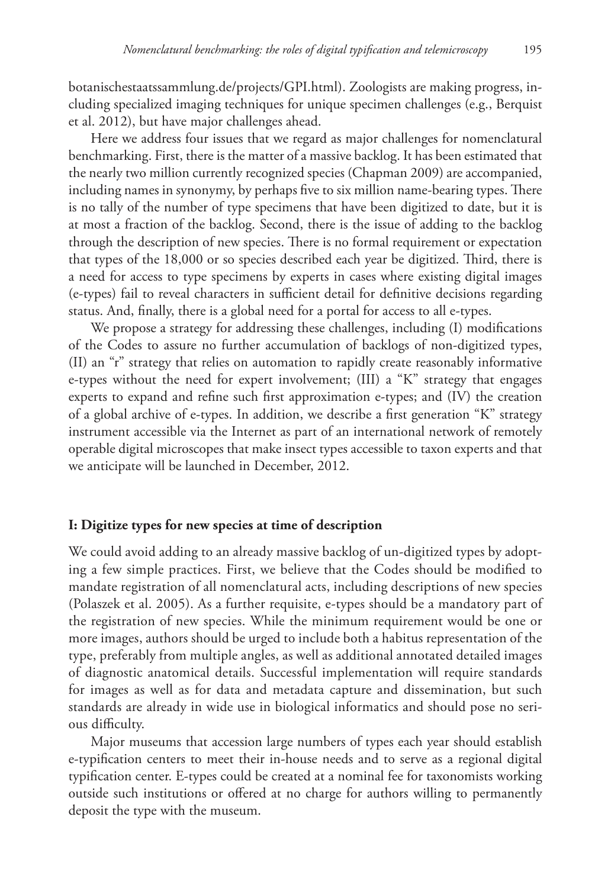botanischestaatssammlung.de/projects/GPI.html). Zoologists are making progress, including specialized imaging techniques for unique specimen challenges (e.g., Berquist et al. 2012), but have major challenges ahead.

Here we address four issues that we regard as major challenges for nomenclatural benchmarking. First, there is the matter of a massive backlog. It has been estimated that the nearly two million currently recognized species (Chapman 2009) are accompanied, including names in synonymy, by perhaps five to six million name-bearing types. There is no tally of the number of type specimens that have been digitized to date, but it is at most a fraction of the backlog. Second, there is the issue of adding to the backlog through the description of new species. There is no formal requirement or expectation that types of the 18,000 or so species described each year be digitized. Third, there is a need for access to type specimens by experts in cases where existing digital images (e-types) fail to reveal characters in sufficient detail for definitive decisions regarding status. And, finally, there is a global need for a portal for access to all e-types.

We propose a strategy for addressing these challenges, including (I) modifications of the Codes to assure no further accumulation of backlogs of non-digitized types, (II) an "r" strategy that relies on automation to rapidly create reasonably informative e-types without the need for expert involvement; (III) a "K" strategy that engages experts to expand and refine such first approximation e-types; and (IV) the creation of a global archive of e-types. In addition, we describe a first generation "K" strategy instrument accessible via the Internet as part of an international network of remotely operable digital microscopes that make insect types accessible to taxon experts and that we anticipate will be launched in December, 2012.

## I: Digitize types for new species at time of description

We could avoid adding to an already massive backlog of un-digitized types by adopting a few simple practices. First, we believe that the Codes should be modified to mandate registration of all nomenclatural acts, including descriptions of new species (Polaszek et al. 2005). As a further requisite, e-types should be a mandatory part of the registration of new species. While the minimum requirement would be one or more images, authors should be urged to include both a habitus representation of the type, preferably from multiple angles, as well as additional annotated detailed images of diagnostic anatomical details. Successful implementation will require standards for images as well as for data and metadata capture and dissemination, but such standards are already in wide use in biological informatics and should pose no serious difficulty.

Major museums that accession large numbers of types each year should establish e-typification centers to meet their in-house needs and to serve as a regional digital typification center. E-types could be created at a nominal fee for taxonomists working outside such institutions or offered at no charge for authors willing to permanently deposit the type with the museum.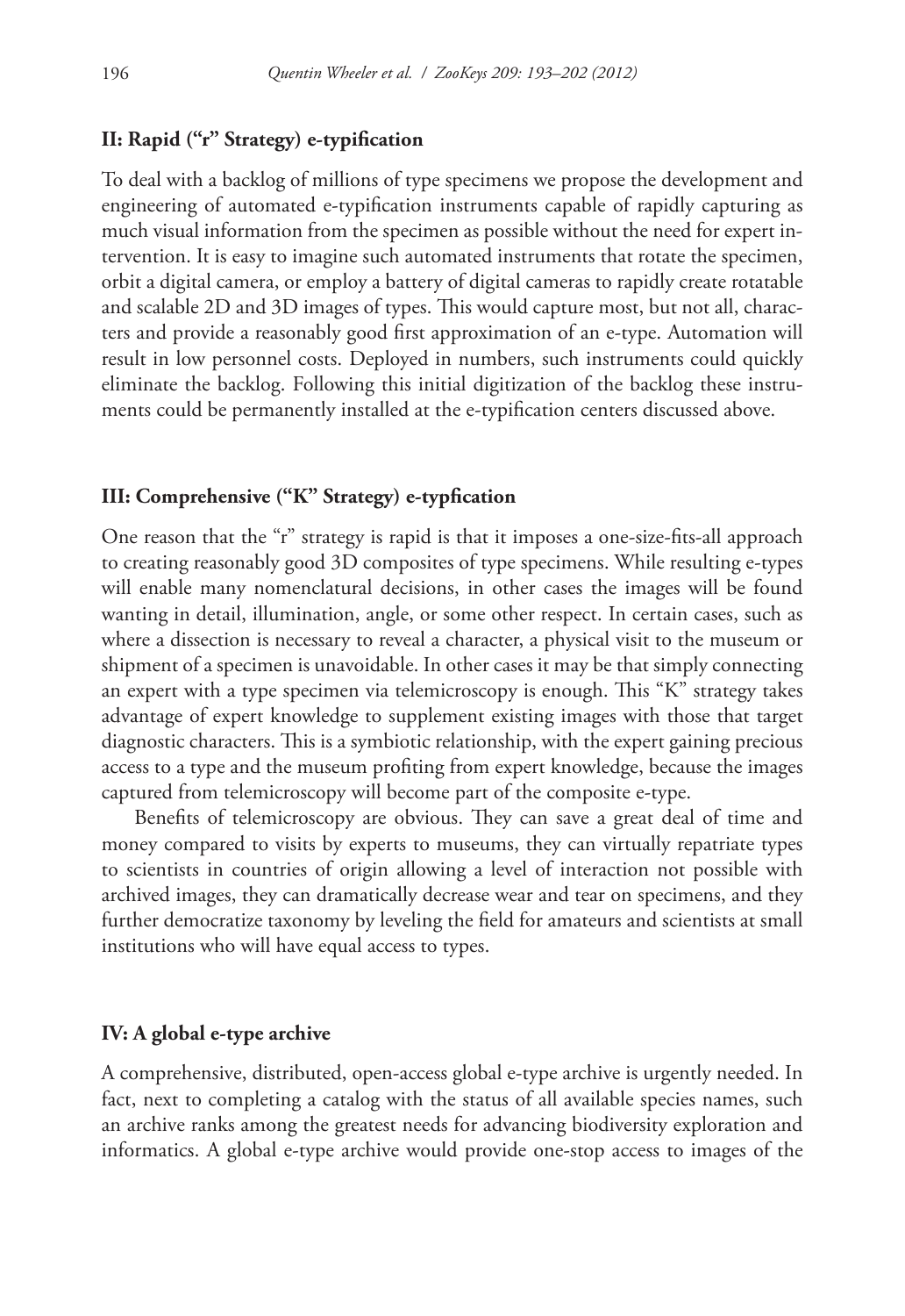## II: Rapid ("r" Strategy) e-typification

To deal with a backlog of millions of type specimens we propose the development and engineering of automated e-typification instruments capable of rapidly capturing as much visual information from the specimen as possible without the need for expert intervention. It is easy to imagine such automated instruments that rotate the specimen, orbit a digital camera, or employ a battery of digital cameras to rapidly create rotatable and scalable 2D and 3D images of types. This would capture most, but not all, characters and provide a reasonably good first approximation of an e-type. Automation will result in low personnel costs. Deployed in numbers, such instruments could quickly eliminate the backlog. Following this initial digitization of the backlog these instruments could be permanently installed at the e-typification centers discussed above.

## III: Comprehensive ("K" Strategy) e-typfication

One reason that the "r" strategy is rapid is that it imposes a one-size-fits-all approach to creating reasonably good 3D composites of type specimens. While resulting e-types will enable many nomenclatural decisions, in other cases the images will be found wanting in detail, illumination, angle, or some other respect. In certain cases, such as where a dissection is necessary to reveal a character, a physical visit to the museum or shipment of a specimen is unavoidable. In other cases it may be that simply connecting an expert with a type specimen via telemicroscopy is enough. This "K" strategy takes advantage of expert knowledge to supplement existing images with those that target diagnostic characters. This is a symbiotic relationship, with the expert gaining precious access to a type and the museum profiting from expert knowledge, because the images captured from telemicroscopy will become part of the composite e-type.

Benefits of telemicroscopy are obvious. They can save a great deal of time and money compared to visits by experts to museums, they can virtually repatriate types to scientists in countries of origin allowing a level of interaction not possible with archived images, they can dramatically decrease wear and tear on specimens, and they further democratize taxonomy by leveling the field for amateurs and scientists at small institutions who will have equal access to types.

## IV: A global e-type archive

A comprehensive, distributed, open-access global e-type archive is urgently needed. In fact, next to completing a catalog with the status of all available species names, such an archive ranks among the greatest needs for advancing biodiversity exploration and informatics. A global e-type archive would provide one-stop access to images of the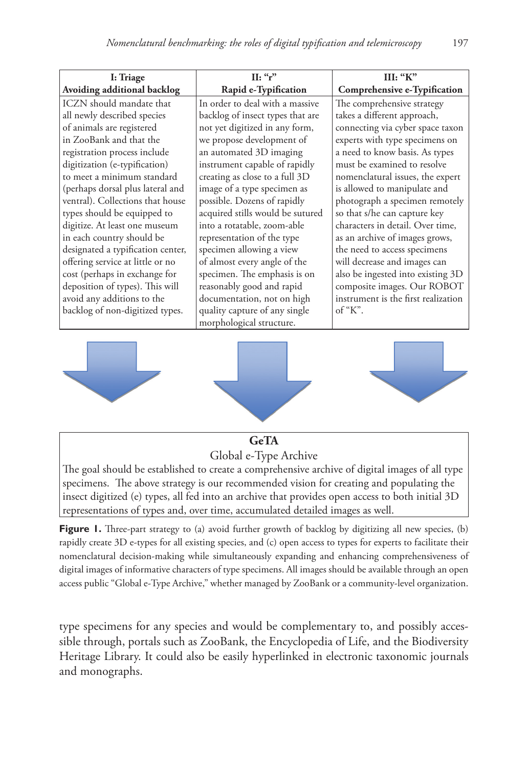| I: Triage<br>Avoiding additional backlog | II: "r"<br>Rapid e-Typification | III: "K"<br>Comprehensive e-Typification |
|---|---|---|
| ICZN should mandate that all newly described species of animals are registered in ZooBank and that the registration process include digitization (e-typification) to meet a minimum standard (perhaps dorsal plus lateral and ventral). Collections that house types should be equipped to digitize. At least one museum in each country should be designated a typification center, offering service at little or no cost (perhaps in exchange for deposition of types). This will avoid any additions to the backlog of non-digitized types. | In order to deal with a massive backlog of insect types that are not yet digitized in any form, we propose development of an automated 3D imaging instrument capable of rapidly creating as close to a full 3D image of a type specimen as possible. Dozens of rapidly acquired stills would be sutured into a rotatable, zoom-able representation of the type specimen allowing a view of almost every angle of the specimen. The emphasis is on reasonably good and rapid documentation, not on high quality capture of any single morphological structure. | The comprehensive strategy takes a different approach, connecting via cyber space taxon experts with type specimens on a need to know basis. As types must be examined to resolve nomenclatural issues, the expert is allowed to manipulate and photograph a specimen remotely so that s/he can capture key characters in detail. Over time, as an archive of images grows, the need to access specimens will decrease and images can also be ingested into existing 3D composite images. Our ROBOT instrument is the first realization of "K". |

**GeTA**

Global e-Type Archive

The goal should be established to create a comprehensive archive of digital images of all type specimens. The above strategy is our recommended vision for creating and populating the insect digitized (e) types, all fed into an archive that provides open access to both initial 3D representations of types and, over time, accumulated detailed images as well.

**Figure 1.** Three-part strategy to (a) avoid further growth of backlog by digitizing all new species, (b) rapidly create 3D e-types for all existing species, and (c) open access to types for experts to facilitate their nomenclatural decision-making while simultaneously expanding and enhancing comprehensiveness of digital images of informative characters of type specimens. All images should be available through an open access public "Global e-Type Archive," whether managed by ZooBank or a community-level organization.

type specimens for any species and would be complementary to, and possibly accessible through, portals such as ZooBank, the Encyclopedia of Life, and the Biodiversity Heritage Library. It could also be easily hyperlinked in electronic taxonomic journals and monographs.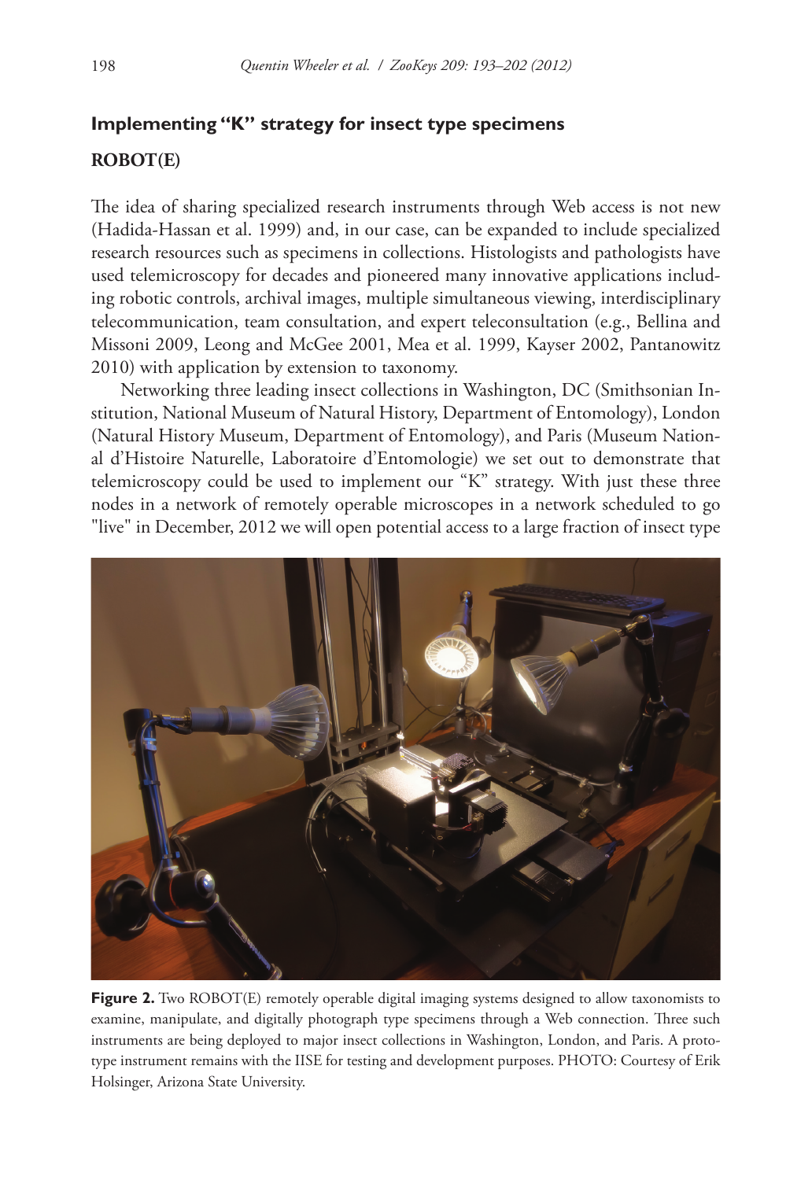## Implementing "K" strategy for insect type specimens

### ROBOT(E)

The idea of sharing specialized research instruments through Web access is not new (Hadida-Hassan et al. 1999) and, in our case, can be expanded to include specialized research resources such as specimens in collections. Histologists and pathologists have used telemicroscopy for decades and pioneered many innovative applications including robotic controls, archival images, multiple simultaneous viewing, interdisciplinary telecommunication, team consultation, and expert teleconsultation (e.g., Bellina and Missoni 2009, Leong and McGee 2001, Mea et al. 1999, Kayser 2002, Pantanowitz 2010) with application by extension to taxonomy.

Networking three leading insect collections in Washington, DC (Smithsonian Institution, National Museum of Natural History, Department of Entomology), London (Natural History Museum, Department of Entomology), and Paris (Museum National d'Histoire Naturelle, Laboratoire d'Entomologie) we set out to demonstrate that telemicroscopy could be used to implement our "K" strategy. With just these three nodes in a network of remotely operable microscopes in a network scheduled to go "live" in December, 2012 we will open potential access to a large fraction of insect type

**Figure 2.** Two ROBOT(E) remotely operable digital imaging systems designed to allow taxonomists to examine, manipulate, and digitally photograph type specimens through a Web connection. Three such instruments are being deployed to major insect collections in Washington, London, and Paris. A prototype instrument remains with the IISE for testing and development purposes. PHOTO: Courtesy of Erik Holsinger, Arizona State University.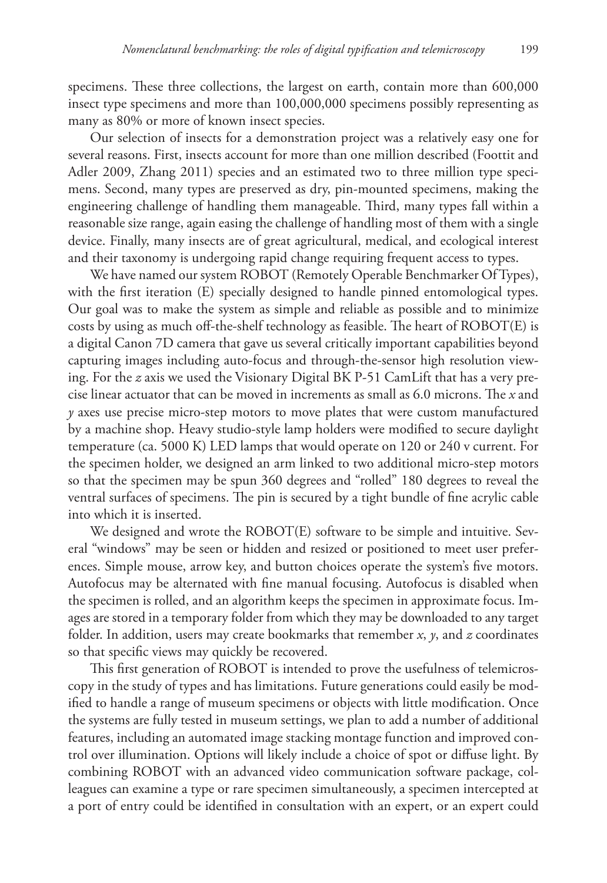specimens. These three collections, the largest on earth, contain more than 600,000 insect type specimens and more than 100,000,000 specimens possibly representing as many as 80% or more of known insect species.

Our selection of insects for a demonstration project was a relatively easy one for several reasons. First, insects account for more than one million described (Foottit and Adler 2009, Zhang 2011) species and an estimated two to three million type specimens. Second, many types are preserved as dry, pin-mounted specimens, making the engineering challenge of handling them manageable. Third, many types fall within a reasonable size range, again easing the challenge of handling most of them with a single device. Finally, many insects are of great agricultural, medical, and ecological interest and their taxonomy is undergoing rapid change requiring frequent access to types.

We have named our system ROBOT (Remotely Operable Benchmarker Of Types), with the first iteration (E) specially designed to handle pinned entomological types. Our goal was to make the system as simple and reliable as possible and to minimize costs by using as much off-the-shelf technology as feasible. The heart of ROBOT(E) is a digital Canon 7D camera that gave us several critically important capabilities beyond capturing images including auto-focus and through-the-sensor high resolution viewing. For the *z* axis we used the Visionary Digital BK P-51 CamLift that has a very precise linear actuator that can be moved in increments as small as 6.0 microns. The *x* and *y* axes use precise micro-step motors to move plates that were custom manufactured by a machine shop. Heavy studio-style lamp holders were modified to secure daylight temperature (ca. 5000 K) LED lamps that would operate on 120 or 240 v current. For the specimen holder, we designed an arm linked to two additional micro-step motors so that the specimen may be spun 360 degrees and "rolled" 180 degrees to reveal the ventral surfaces of specimens. The pin is secured by a tight bundle of fine acrylic cable into which it is inserted.

We designed and wrote the ROBOT(E) software to be simple and intuitive. Several "windows" may be seen or hidden and resized or positioned to meet user preferences. Simple mouse, arrow key, and button choices operate the system's five motors. Autofocus may be alternated with fine manual focusing. Autofocus is disabled when the specimen is rolled, and an algorithm keeps the specimen in approximate focus. Images are stored in a temporary folder from which they may be downloaded to any target folder. In addition, users may create bookmarks that remember *x*, *y*, and *z* coordinates so that specific views may quickly be recovered.

This first generation of ROBOT is intended to prove the usefulness of telemicroscopy in the study of types and has limitations. Future generations could easily be modified to handle a range of museum specimens or objects with little modification. Once the systems are fully tested in museum settings, we plan to add a number of additional features, including an automated image stacking montage function and improved control over illumination. Options will likely include a choice of spot or diffuse light. By combining ROBOT with an advanced video communication software package, colleagues can examine a type or rare specimen simultaneously, a specimen intercepted at a port of entry could be identified in consultation with an expert, or an expert could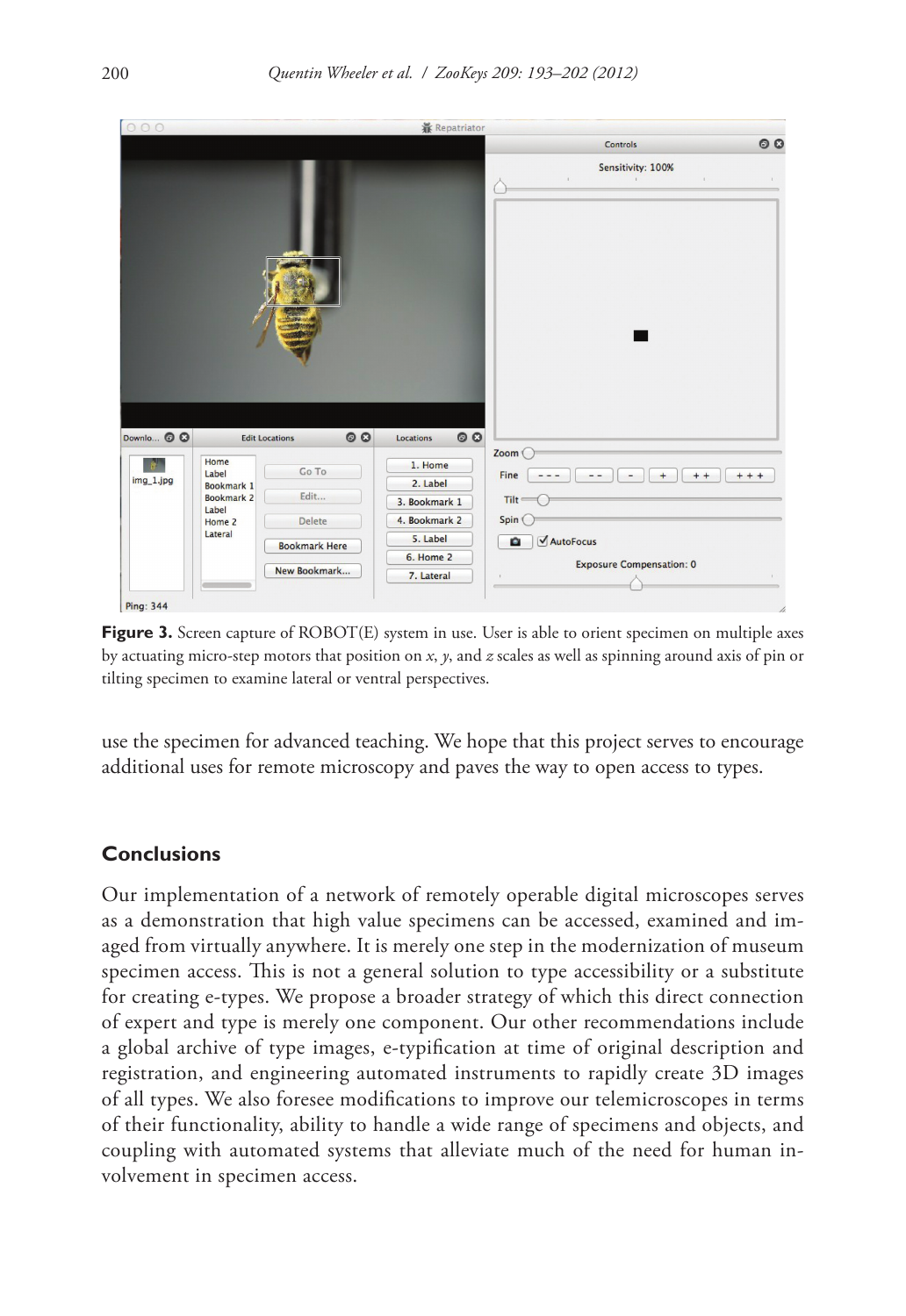**Figure 3.** Screen capture of ROBOT(E) system in use. User is able to orient specimen on multiple axes by actuating micro-step motors that position on *x*, *y*, and *z* scales as well as spinning around axis of pin or tilting specimen to examine lateral or ventral perspectives.

use the specimen for advanced teaching. We hope that this project serves to encourage additional uses for remote microscopy and paves the way to open access to types.

## Conclusions

Our implementation of a network of remotely operable digital microscopes serves as a demonstration that high value specimens can be accessed, examined and imaged from virtually anywhere. It is merely one step in the modernization of museum specimen access. This is not a general solution to type accessibility or a substitute for creating e-types. We propose a broader strategy of which this direct connection of expert and type is merely one component. Our other recommendations include a global archive of type images, e-typification at time of original description and registration, and engineering automated instruments to rapidly create 3D images of all types. We also foresee modifications to improve our telemicroscopes in terms of their functionality, ability to handle a wide range of specimens and objects, and coupling with automated systems that alleviate much of the need for human involvement in specimen access.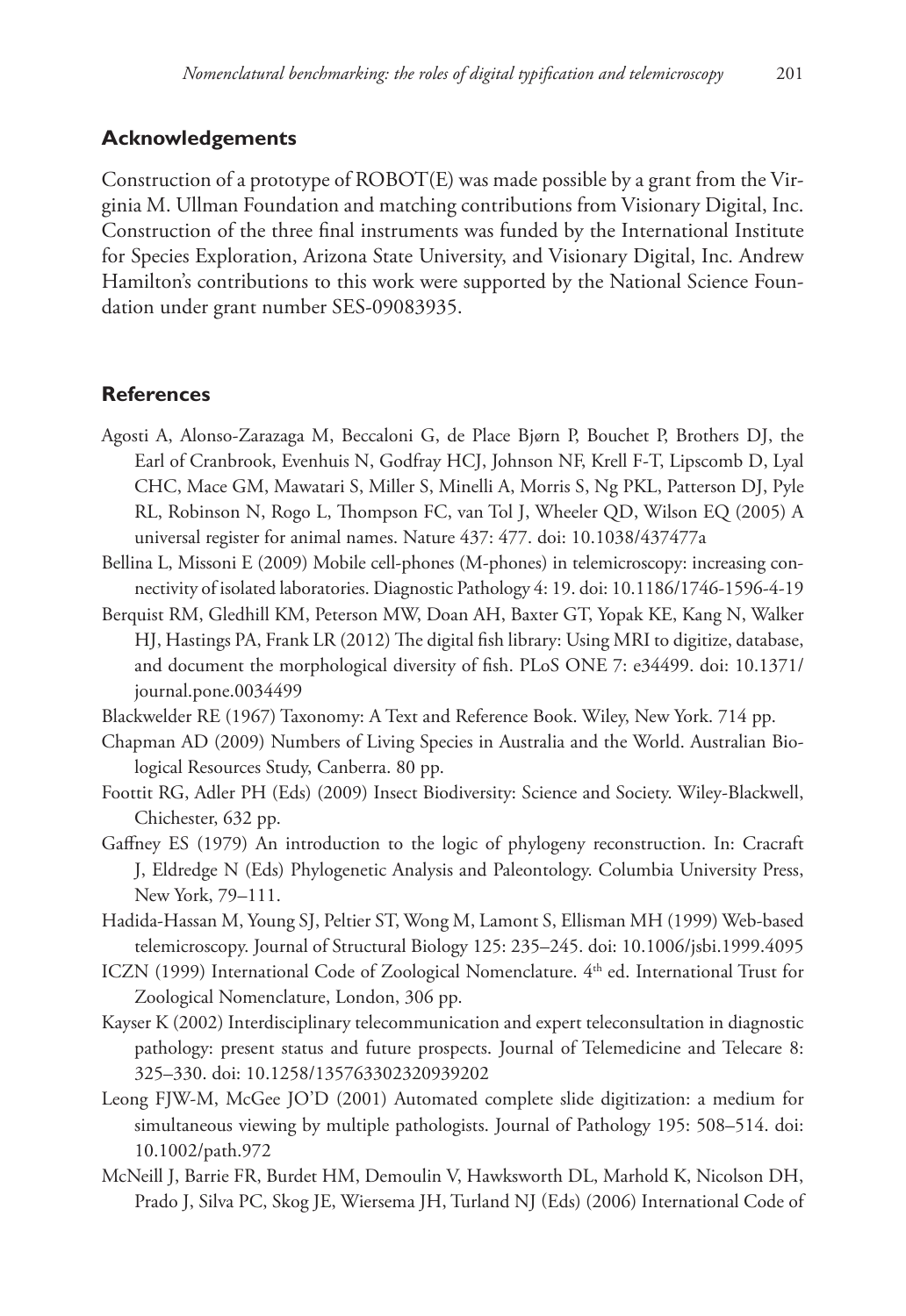## Acknowledgements

Construction of a prototype of ROBOT(E) was made possible by a grant from the Virginia M. Ullman Foundation and matching contributions from Visionary Digital, Inc. Construction of the three final instruments was funded by the International Institute for Species Exploration, Arizona State University, and Visionary Digital, Inc. Andrew Hamilton's contributions to this work were supported by the National Science Foundation under grant number SES-09083935.

## References

Agosti A, Alonso-Zarazaga M, Beccaloni G, de Place Bjørn P, Bouchet P, Brothers DJ, the Earl of Cranbrook, Evenhuis N, Godfray HCJ, Johnson NF, Krell F-T, Lipscomb D, Lyal CHC, Mace GM, Mawatari S, Miller S, Minelli A, Morris S, Ng PKL, Patterson DJ, Pyle RL, Robinson N, Rogo L, Thompson FC, van Tol J, Wheeler QD, Wilson EQ (2005) A universal register for animal names. Nature 437: 477. doi: 10.1038/437477a

Bellina L, Missoni E (2009) Mobile cell-phones (M-phones) in telemicroscopy: increasing connectivity of isolated laboratories. Diagnostic Pathology 4: 19. doi: 10.1186/1746-1596-4-19

Berquist RM, Gledhill KM, Peterson MW, Doan AH, Baxter GT, Yopak KE, Kang N, Walker HJ, Hastings PA, Frank LR (2012) The digital fish library: Using MRI to digitize, database, and document the morphological diversity of fish. PLoS ONE 7: e34499. doi: 10.1371/journal.pone.0034499

Blackwelder RE (1967) Taxonomy: A Text and Reference Book. Wiley, New York. 714 pp.

Chapman AD (2009) Numbers of Living Species in Australia and the World. Australian Biological Resources Study, Canberra. 80 pp.

Foottit RG, Adler PH (Eds) (2009) Insect Biodiversity: Science and Society. Wiley-Blackwell, Chichester, 632 pp.

Gaffney ES (1979) An introduction to the logic of phylogeny reconstruction. In: Cracraft J, Eldredge N (Eds) Phylogenetic Analysis and Paleontology. Columbia University Press, New York, 79–111.

Hadida-Hassan M, Young SJ, Peltier ST, Wong M, Lamont S, Ellisman MH (1999) Web-based telemicroscopy. Journal of Structural Biology 125: 235–245. doi: 10.1006/jsbi.1999.4095

ICZN (1999) International Code of Zoological Nomenclature. 4th ed. International Trust for Zoological Nomenclature, London, 306 pp.

Kayser K (2002) Interdisciplinary telecommunication and expert teleconsultation in diagnostic pathology: present status and future prospects. Journal of Telemedicine and Telecare 8: 325–330. doi: 10.1258/135763302320939202

Leong FJW-M, McGee JO'D (2001) Automated complete slide digitization: a medium for simultaneous viewing by multiple pathologists. Journal of Pathology 195: 508–514. doi: 10.1002/path.972

McNeill J, Barrie FR, Burdet HM, Demoulin V, Hawksworth DL, Marhold K, Nicolson DH, Prado J, Silva PC, Skog JE, Wiersema JH, Turland NJ (Eds) (2006) International Code of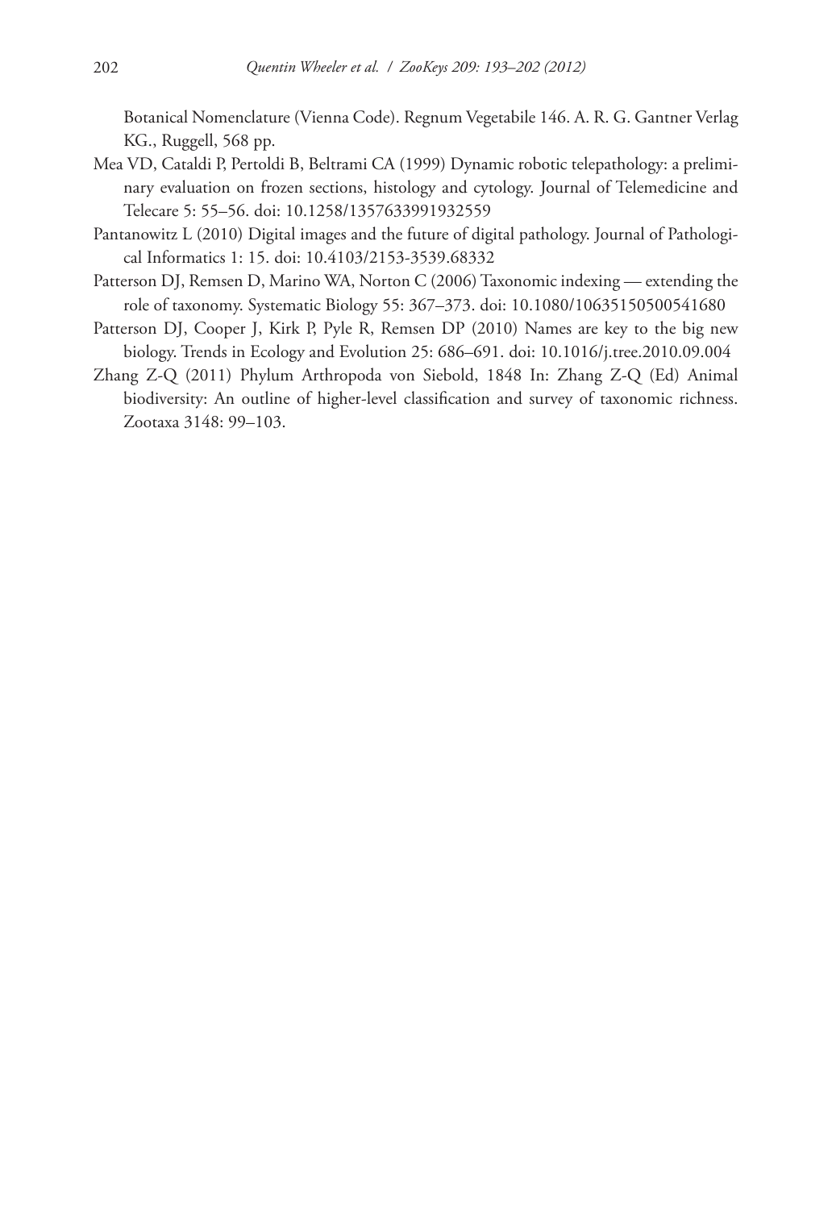Botanical Nomenclature (Vienna Code). Regnum Vegetabile 146. A. R. G. Gantner Verlag KG., Ruggell, 568 pp.

Mea VD, Cataldi P, Pertoldi B, Beltrami CA (1999) Dynamic robotic telepathology: a preliminary evaluation on frozen sections, histology and cytology. Journal of Telemedicine and Telecare 5: 55–56. doi: 10.1258/1357633991932559

Pantanowitz L (2010) Digital images and the future of digital pathology. Journal of Pathological Informatics 1: 15. doi: 10.4103/2153-3539.68332

Patterson DJ, Remsen D, Marino WA, Norton C (2006) Taxonomic indexing — extending the role of taxonomy. Systematic Biology 55: 367–373. doi: 10.1080/10635150500541680

Patterson DJ, Cooper J, Kirk P, Pyle R, Remsen DP (2010) Names are key to the big new biology. Trends in Ecology and Evolution 25: 686–691. doi: 10.1016/j.tree.2010.09.004

Zhang Z-Q (2011) Phylum Arthropoda von Siebold, 1848 In: Zhang Z-Q (Ed) Animal biodiversity: An outline of higher-level classification and survey of taxonomic richness. Zootaxa 3148: 99–103.